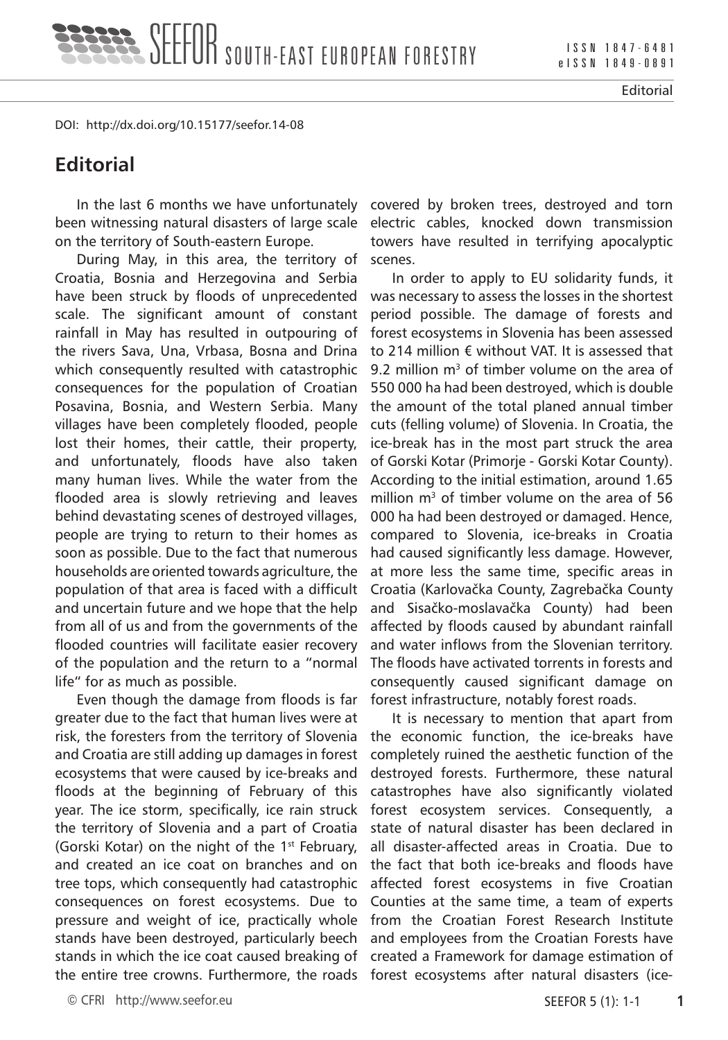DOI: http://dx.doi.org/10.15177/seefor.14-08

# Editorial

In the last 6 months we have unfortunately been witnessing natural disasters of large scale on the territory of South-eastern Europe.

During May, in this area, the territory of Croatia, Bosnia and Herzegovina and Serbia have been struck by floods of unprecedented scale. The significant amount of constant rainfall in May has resulted in outpouring of the rivers Sava, Una, Vrbasa, Bosna and Drina which consequently resulted with catastrophic consequences for the population of Croatian Posavina, Bosnia, and Western Serbia. Many villages have been completely flooded, people lost their homes, their cattle, their property, and unfortunately, floods have also taken many human lives. While the water from the flooded area is slowly retrieving and leaves behind devastating scenes of destroyed villages, people are trying to return to their homes as soon as possible. Due to the fact that numerous households are oriented towards agriculture, the population of that area is faced with a difficult and uncertain future and we hope that the help from all of us and from the governments of the flooded countries will facilitate easier recovery of the population and the return to a "normal life" for as much as possible.

Even though the damage from floods is far greater due to the fact that human lives were at risk, the foresters from the territory of Slovenia and Croatia are still adding up damages in forest ecosystems that were caused by ice-breaks and floods at the beginning of February of this year. The ice storm, specifically, ice rain struck the territory of Slovenia and a part of Croatia (Gorski Kotar) on the night of the 1st February, and created an ice coat on branches and on tree tops, which consequently had catastrophic consequences on forest ecosystems. Due to pressure and weight of ice, practically whole stands have been destroyed, particularly beech stands in which the ice coat caused breaking of the entire tree crowns. Furthermore, the roads covered by broken trees, destroyed and torn electric cables, knocked down transmission towers have resulted in terrifying apocalyptic scenes.

In order to apply to EU solidarity funds, it was necessary to assess the losses in the shortest period possible. The damage of forests and forest ecosystems in Slovenia has been assessed to 214 million € without VAT. It is assessed that 9.2 million $m^3$ of timber volume on the area of 550 000 ha had been destroyed, which is double the amount of the total planed annual timber cuts (felling volume) of Slovenia. In Croatia, the ice-break has in the most part struck the area of Gorski Kotar (Primorje - Gorski Kotar County). According to the initial estimation, around 1.65 million $m^3$ of timber volume on the area of 56 000 ha had been destroyed or damaged. Hence, compared to Slovenia, ice-breaks in Croatia had caused significantly less damage. However, at more less the same time, specific areas in Croatia (Karlovačka County, Zagrebačka County and Sisačko-moslavačka County) had been affected by floods caused by abundant rainfall and water inflows from the Slovenian territory. The floods have activated torrents in forests and consequently caused significant damage on forest infrastructure, notably forest roads.

It is necessary to mention that apart from the economic function, the ice-breaks have completely ruined the aesthetic function of the destroyed forests. Furthermore, these natural catastrophes have also significantly violated forest ecosystem services. Consequently, a state of natural disaster has been declared in all disaster-affected areas in Croatia. Due to the fact that both ice-breaks and floods have affected forest ecosystems in five Croatian Counties at the same time, a team of experts from the Croatian Forest Research Institute and employees from the Croatian Forests have created a Framework for damage estimation of forest ecosystems after natural disasters (ice-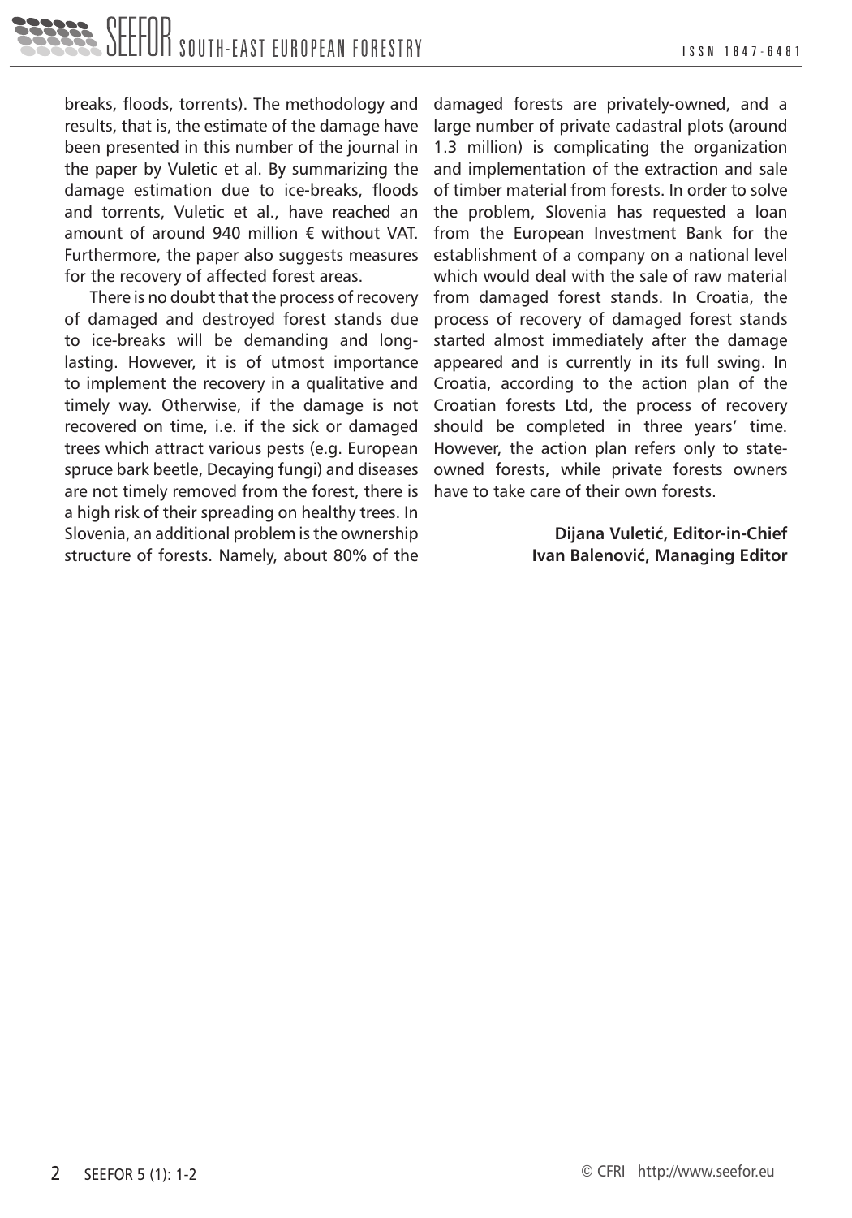breaks, floods, torrents). The methodology and results, that is, the estimate of the damage have been presented in this number of the journal in the paper by Vuletic et al. By summarizing the damage estimation due to ice-breaks, floods and torrents, Vuletic et al., have reached an amount of around 940 million € without VAT. Furthermore, the paper also suggests measures for the recovery of affected forest areas.

There is no doubt that the process of recovery of damaged and destroyed forest stands due to ice-breaks will be demanding and long-lasting. However, it is of utmost importance to implement the recovery in a qualitative and timely way. Otherwise, if the damage is not recovered on time, i.e. if the sick or damaged trees which attract various pests (e.g. European spruce bark beetle, Decaying fungi) and diseases are not timely removed from the forest, there is a high risk of their spreading on healthy trees. In Slovenia, an additional problem is the ownership structure of forests. Namely, about 80% of the damaged forests are privately-owned, and a large number of private cadastral plots (around 1.3 million) is complicating the organization and implementation of the extraction and sale of timber material from forests. In order to solve the problem, Slovenia has requested a loan from the European Investment Bank for the establishment of a company on a national level which would deal with the sale of raw material from damaged forest stands. In Croatia, the process of recovery of damaged forest stands started almost immediately after the damage appeared and is currently in its full swing. In Croatia, according to the action plan of the Croatian forests Ltd, the process of recovery should be completed in three years' time. However, the action plan refers only to state-owned forests, while private forests owners have to take care of their own forests.

**Dijana Vuletić, Editor-in-Chief**
**Ivan Balenović, Managing Editor**